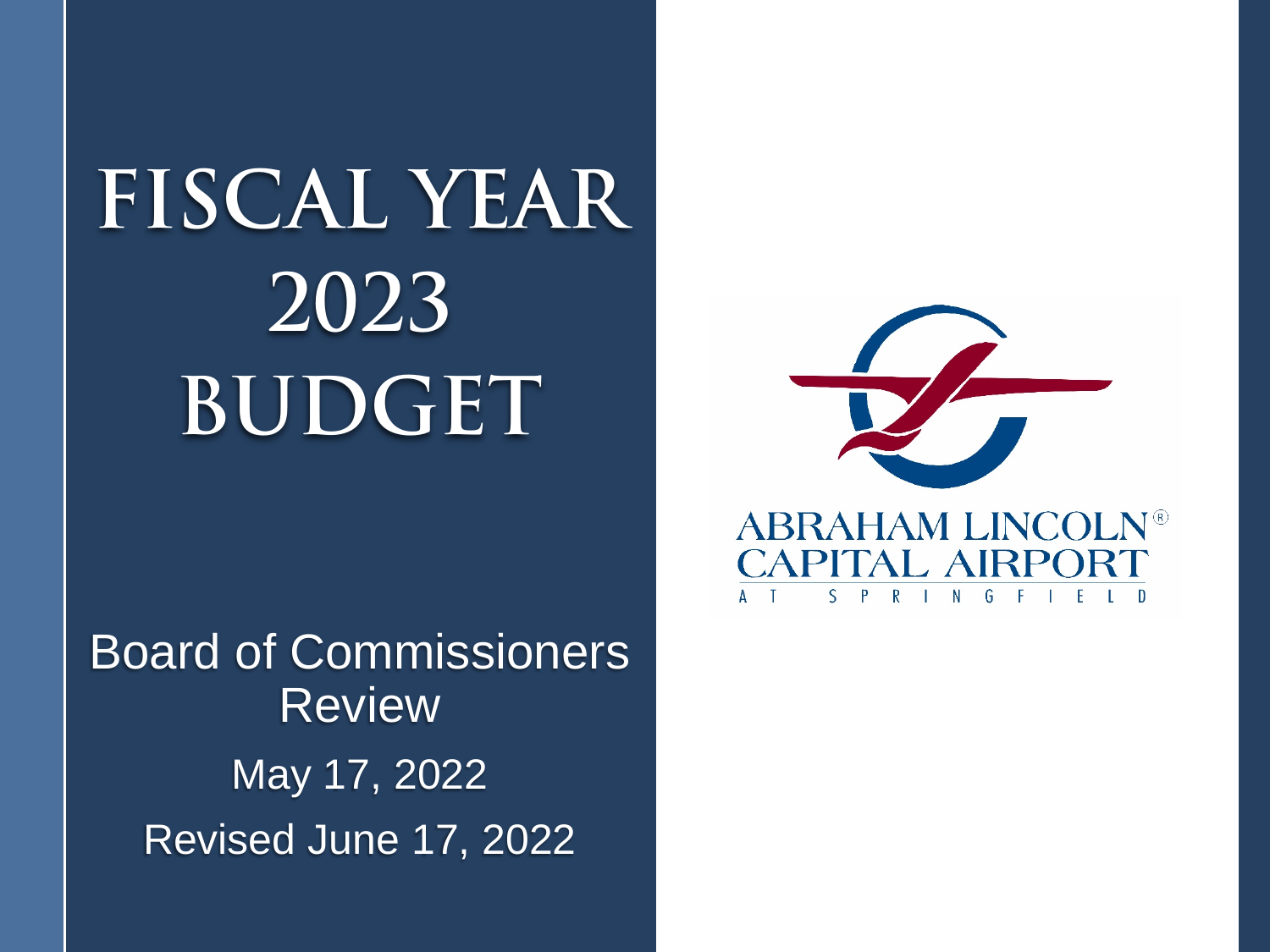# FISCAL YEAR 2023 BUDGET

Board of Commissioners Review

May 17, 2022

Revised June 17, 2022

ABRAHAM LINCOLN® CAPITAL AIRPORT

AT SPRINGFIELD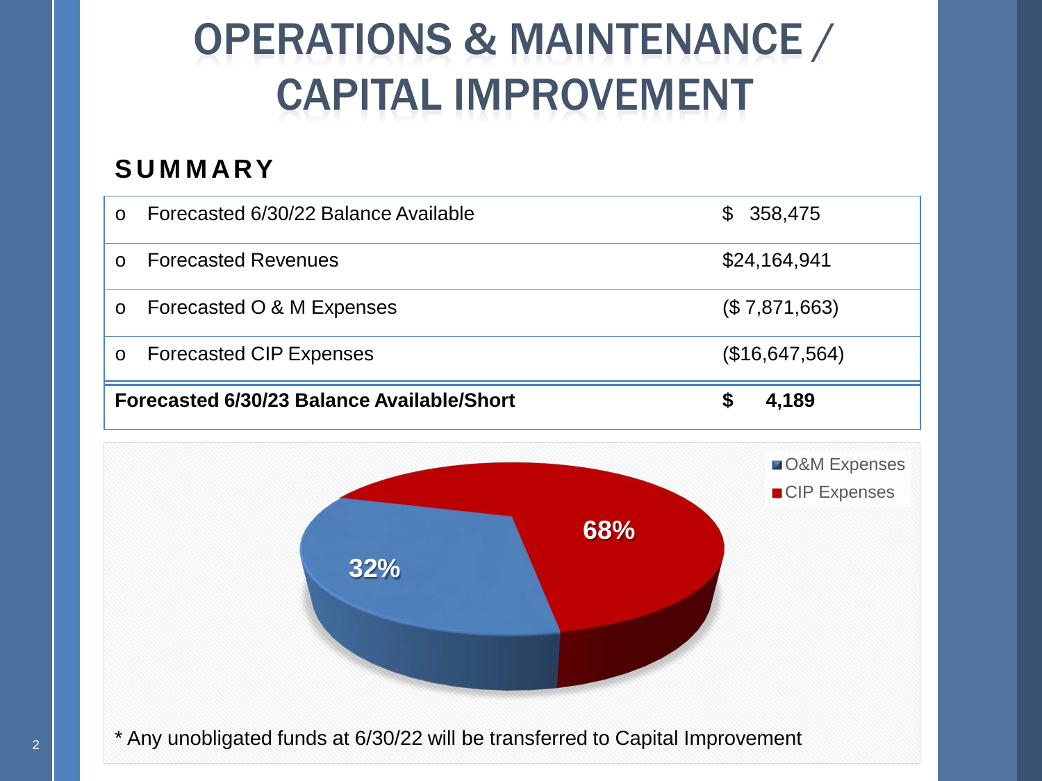# OPERATIONS & MAINTENANCE / CAPITAL IMPROVEMENT

## SUMMARY

| | |
|---|---|
| o Forecasted 6/30/22 Balance Available | $ 358,475 |
| o Forecasted Revenues | $24,164,941 |
| o Forecasted O & M Expenses | ($ 7,871,663) |
| o Forecasted CIP Expenses | ($16,647,564) |
| **Forecasted 6/30/23 Balance Available/Short** | **$ 4,189** |

O&M Expenses: 32%

CIP Expenses: 68%

* Any unobligated funds at 6/30/22 will be transferred to Capital Improvement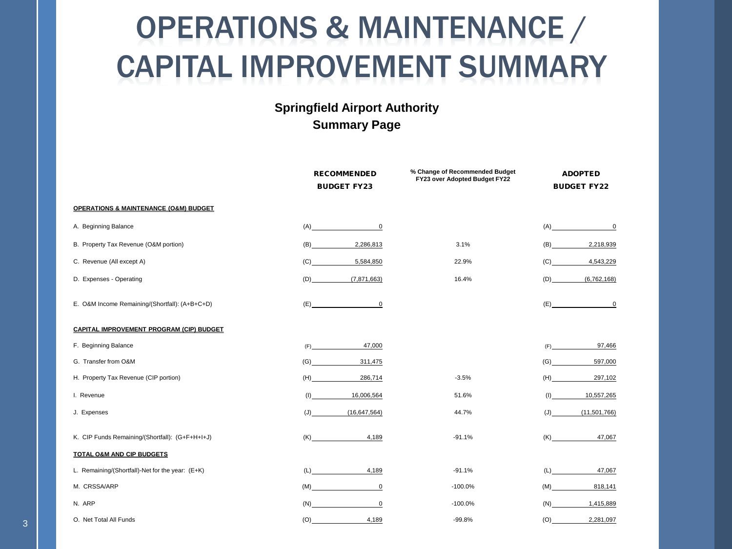# OPERATIONS & MAINTENANCE / CAPITAL IMPROVEMENT SUMMARY

**Springfield Airport Authority**
**Summary Page**

| | RECOMMENDED BUDGET FY23 | % Change of Recommended Budget FY23 over Adopted Budget FY22 | ADOPTED BUDGET FY22 |
|---|---|---|---|
| **OPERATIONS & MAINTENANCE (O&M) BUDGET** | | | |
| A. Beginning Balance | (A) 0 | | (A) 0 |
| B. Property Tax Revenue (O&M portion) | (B) 2,286,813 | 3.1% | (B) 2,218,939 |
| C. Revenue (All except A) | (C) 5,584,850 | 22.9% | (C) 4,543,229 |
| D. Expenses - Operating | (D) (7,871,663) | 16.4% | (D) (6,762,168) |
| E. O&M Income Remaining/(Shortfall): (A+B+C+D) | (E) 0 | | (E) 0 |
| **CAPITAL IMPROVEMENT PROGRAM (CIP) BUDGET** | | | |
| F. Beginning Balance | (F) 47,000 | | (F) 97,466 |
| G. Transfer from O&M | (G) 311,475 | | (G) 597,000 |
| H. Property Tax Revenue (CIP portion) | (H) 286,714 | -3.5% | (H) 297,102 |
| I. Revenue | (I) 16,006,564 | 51.6% | (I) 10,557,265 |
| J. Expenses | (J) (16,647,564) | 44.7% | (J) (11,501,766) |
| K. CIP Funds Remaining/(Shortfall): (G+F+H+I+J) | (K) 4,189 | -91.1% | (K) 47,067 |
| **TOTAL O&M AND CIP BUDGETS** | | | |
| L. Remaining/(Shortfall)-Net for the year: (E+K) | (L) 4,189 | -91.1% | (L) 47,067 |
| M. CRSSA/ARP | (M) 0 | -100.0% | (M) 818,141 |
| N. ARP | (N) 0 | -100.0% | (N) 1,415,889 |
| O. Net Total All Funds | (O) 4,189 | -99.8% | (O) 2,281,097 |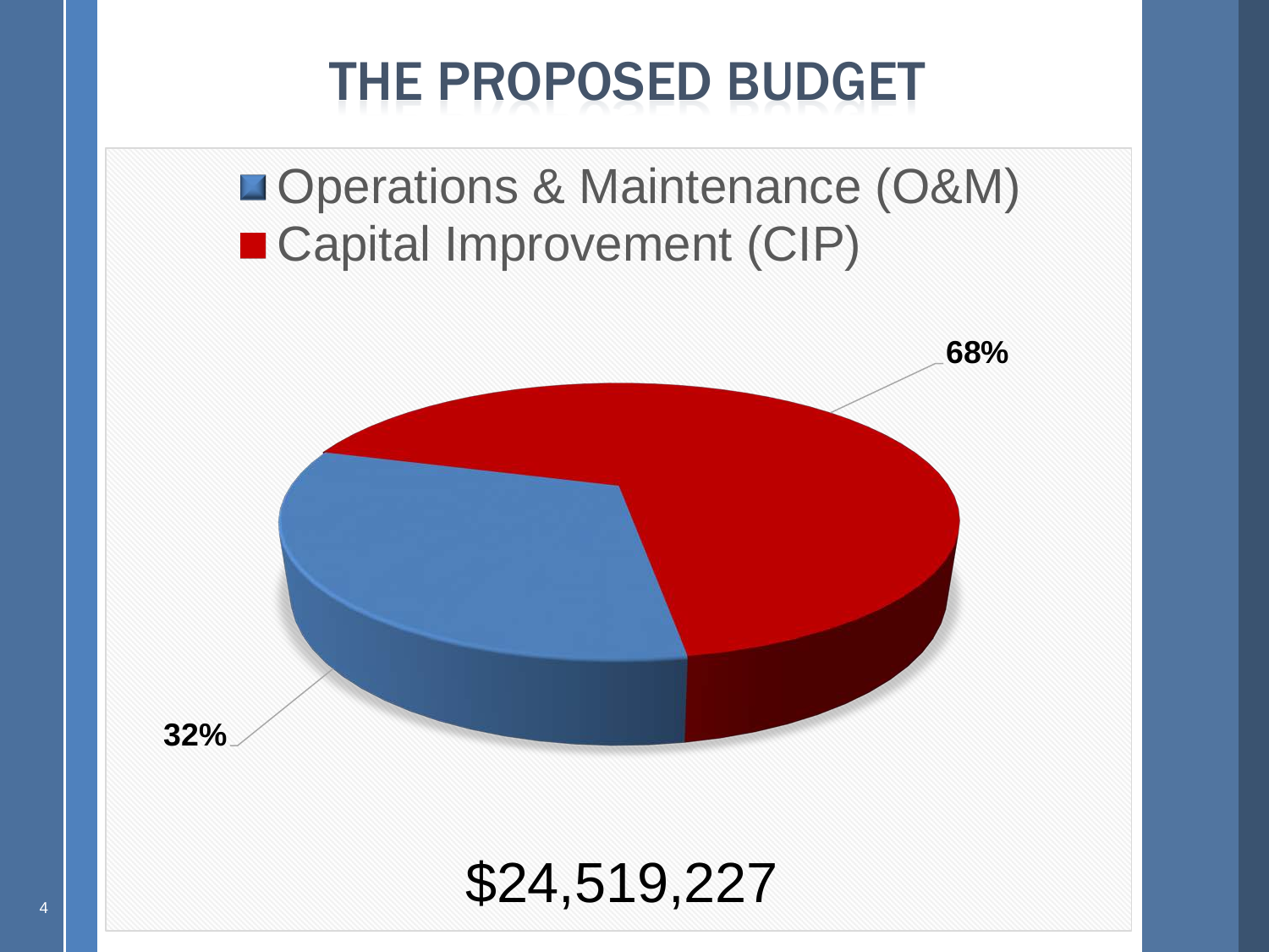# THE PROPOSED BUDGET

- Operations & Maintenance (O&M)
- Capital Improvement (CIP)

68%

32%

$24,519,227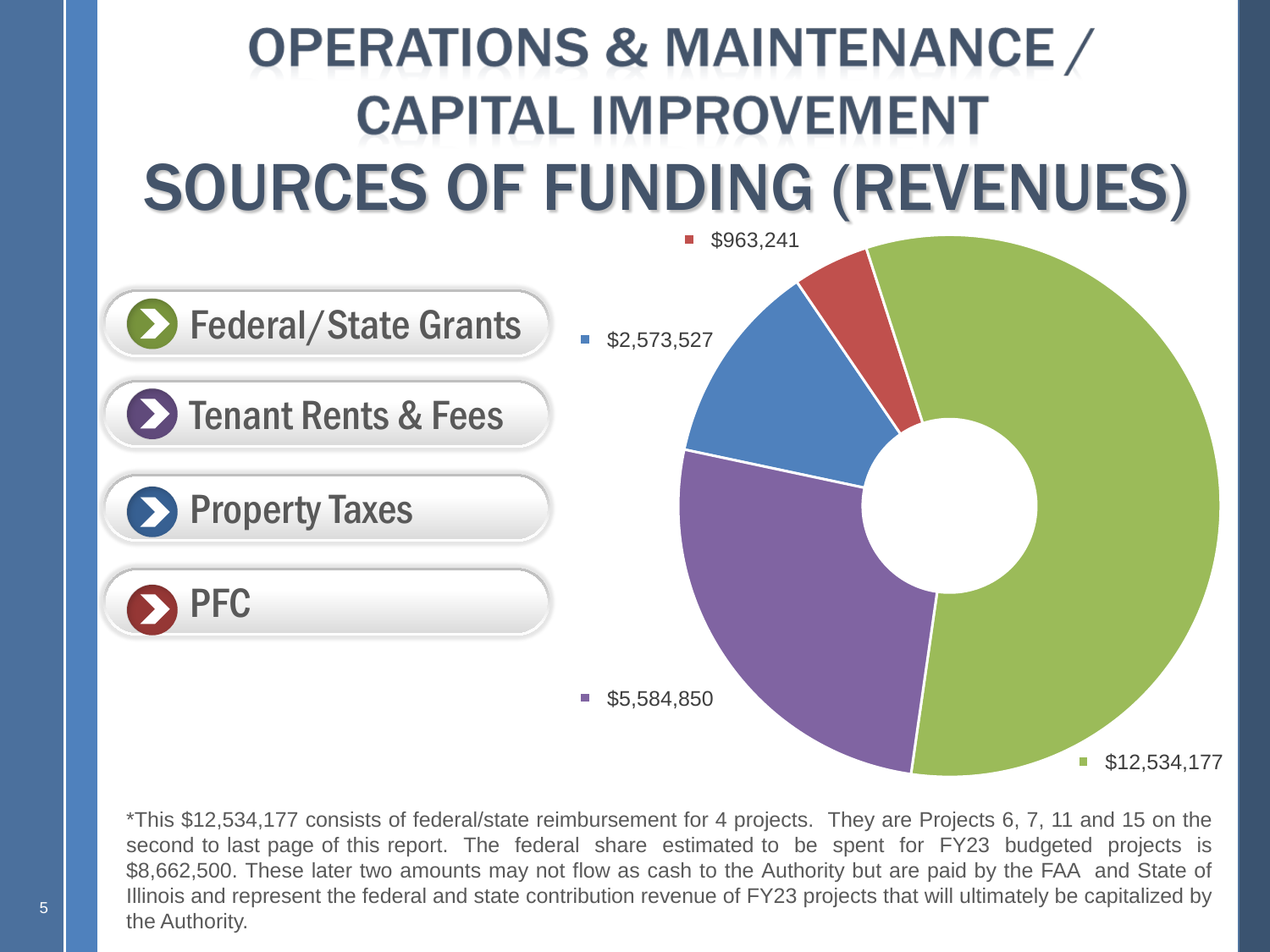# OPERATIONS & MAINTENANCE / CAPITAL IMPROVEMENT

# SOURCES OF FUNDING (REVENUES)

- Federal/State Grants
- Tenant Rents & Fees
- Property Taxes
- PFC

| Source | Amount |
| --- | --- |
| Federal/State Grants | $12,534,177 |
| Tenant Rents & Fees | $5,584,850 |
| Property Taxes | $2,573,527 |
| PFC | $963,241 |

*This $12,534,177 consists of federal/state reimbursement for 4 projects. They are Projects 6, 7, 11 and 15 on the second to last page of this report. The federal share estimated to be spent for FY23 budgeted projects is $8,662,500. These later two amounts may not flow as cash to the Authority but are paid by the FAA and State of Illinois and represent the federal and state contribution revenue of FY23 projects that will ultimately be capitalized by the Authority.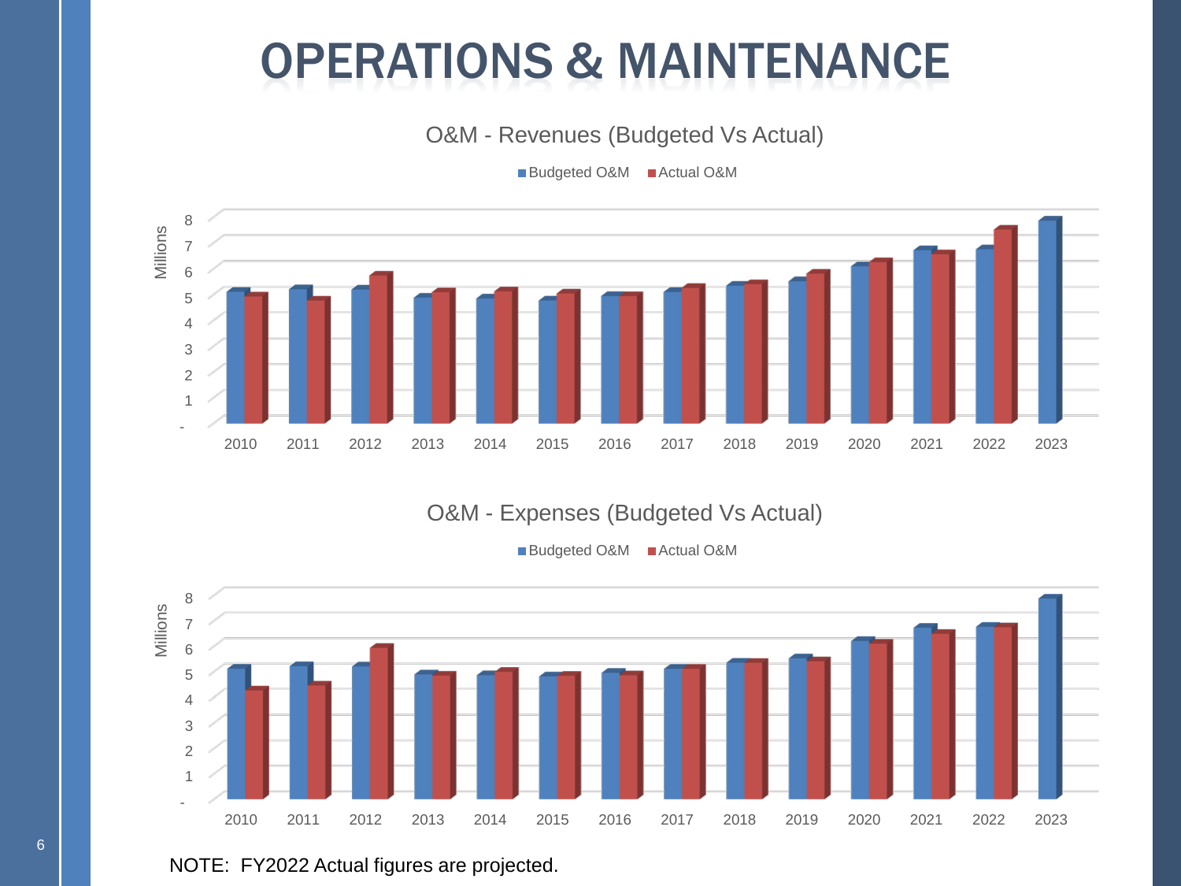# OPERATIONS & MAINTENANCE

O&M - Revenues (Budgeted Vs Actual)

Budgeted O&M | Actual O&M

O&M - Expenses (Budgeted Vs Actual)

Budgeted O&M | Actual O&M

NOTE: FY2022 Actual figures are projected.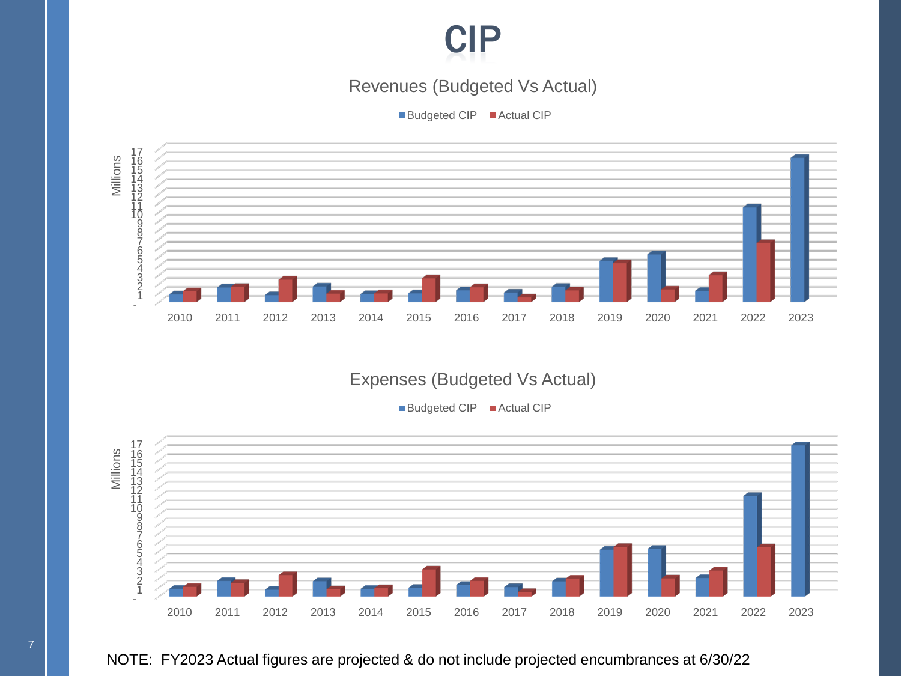# CIP

## Revenues (Budgeted Vs Actual)

Budgeted CIP | Actual CIP

Millions

17, 16, 15, 14, 13, 12, 11, 10, 9, 8, 7, 6, 5, 4, 3, 2, 1, -

2010, 2011, 2012, 2013, 2014, 2015, 2016, 2017, 2018, 2019, 2020, 2021, 2022, 2023

## Expenses (Budgeted Vs Actual)

Budgeted CIP | Actual CIP

Millions

17, 16, 15, 14, 13, 12, 11, 10, 9, 8, 7, 6, 5, 4, 3, 2, 1, -

2010, 2011, 2012, 2013, 2014, 2015, 2016, 2017, 2018, 2019, 2020, 2021, 2022, 2023

NOTE: FY2023 Actual figures are projected & do not include projected encumbrances at 6/30/22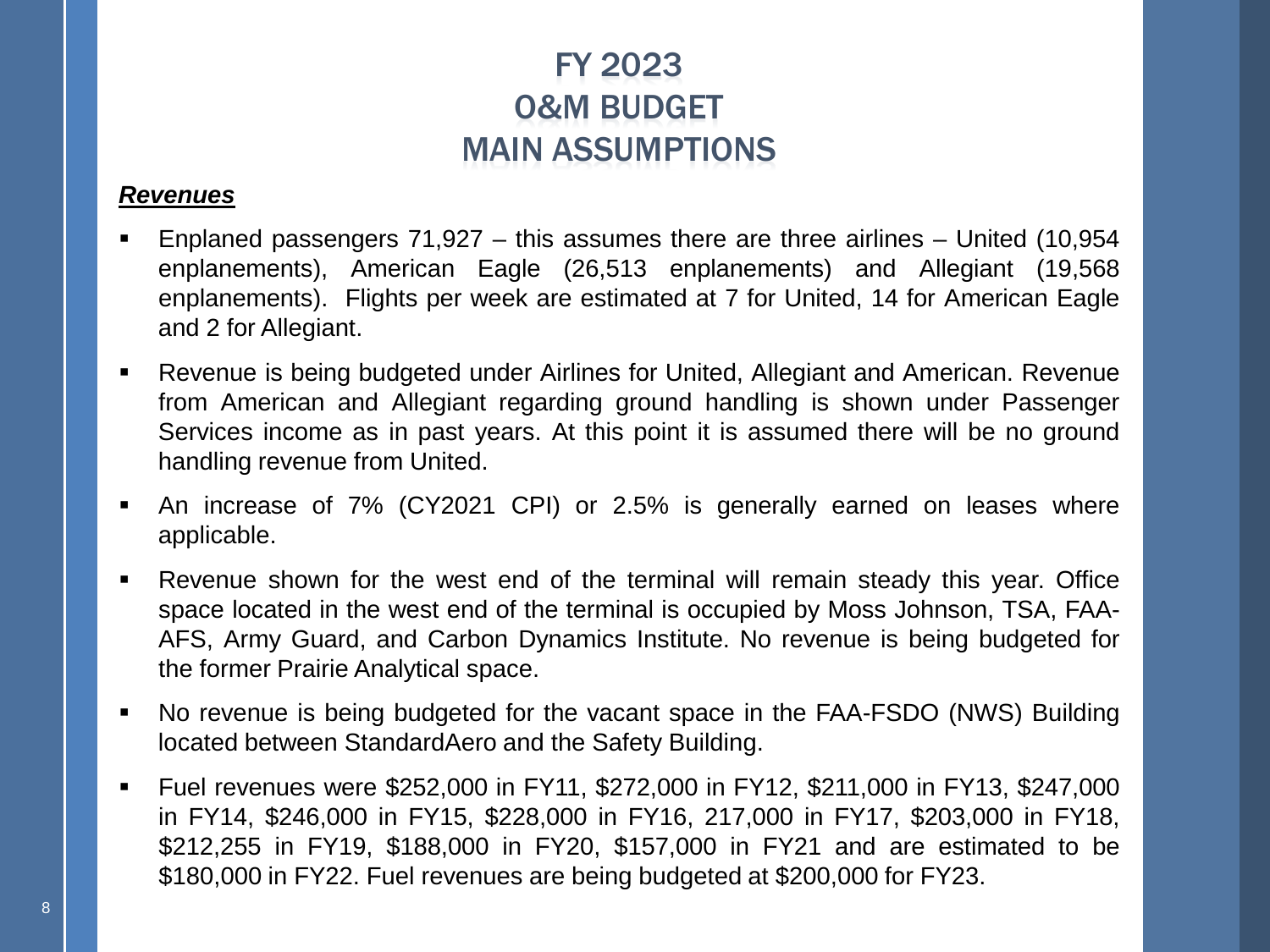# FY 2023 O&M BUDGET MAIN ASSUMPTIONS

***Revenues***

- Enplaned passengers 71,927 – this assumes there are three airlines – United (10,954 enplanements), American Eagle (26,513 enplanements) and Allegiant (19,568 enplanements). Flights per week are estimated at 7 for United, 14 for American Eagle and 2 for Allegiant.
- Revenue is being budgeted under Airlines for United, Allegiant and American. Revenue from American and Allegiant regarding ground handling is shown under Passenger Services income as in past years. At this point it is assumed there will be no ground handling revenue from United.
- An increase of 7% (CY2021 CPI) or 2.5% is generally earned on leases where applicable.
- Revenue shown for the west end of the terminal will remain steady this year. Office space located in the west end of the terminal is occupied by Moss Johnson, TSA, FAA-AFS, Army Guard, and Carbon Dynamics Institute. No revenue is being budgeted for the former Prairie Analytical space.
- No revenue is being budgeted for the vacant space in the FAA-FSDO (NWS) Building located between StandardAero and the Safety Building.
- Fuel revenues were $252,000 in FY11, $272,000 in FY12, $211,000 in FY13, $247,000 in FY14, $246,000 in FY15, $228,000 in FY16, 217,000 in FY17, $203,000 in FY18, $212,255 in FY19, $188,000 in FY20, $157,000 in FY21 and are estimated to be $180,000 in FY22. Fuel revenues are being budgeted at $200,000 for FY23.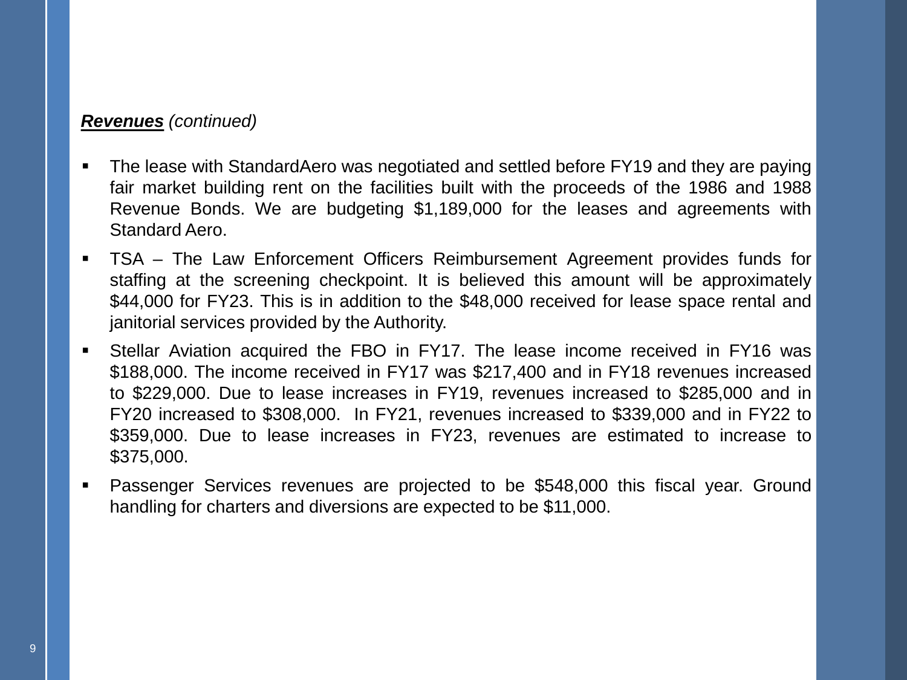***Revenues*** *(continued)*

- The lease with StandardAero was negotiated and settled before FY19 and they are paying fair market building rent on the facilities built with the proceeds of the 1986 and 1988 Revenue Bonds. We are budgeting $1,189,000 for the leases and agreements with Standard Aero.
- TSA – The Law Enforcement Officers Reimbursement Agreement provides funds for staffing at the screening checkpoint. It is believed this amount will be approximately $44,000 for FY23. This is in addition to the $48,000 received for lease space rental and janitorial services provided by the Authority.
- Stellar Aviation acquired the FBO in FY17. The lease income received in FY16 was $188,000. The income received in FY17 was $217,400 and in FY18 revenues increased to $229,000. Due to lease increases in FY19, revenues increased to $285,000 and in FY20 increased to $308,000. In FY21, revenues increased to $339,000 and in FY22 to $359,000. Due to lease increases in FY23, revenues are estimated to increase to $375,000.
- Passenger Services revenues are projected to be $548,000 this fiscal year. Ground handling for charters and diversions are expected to be $11,000.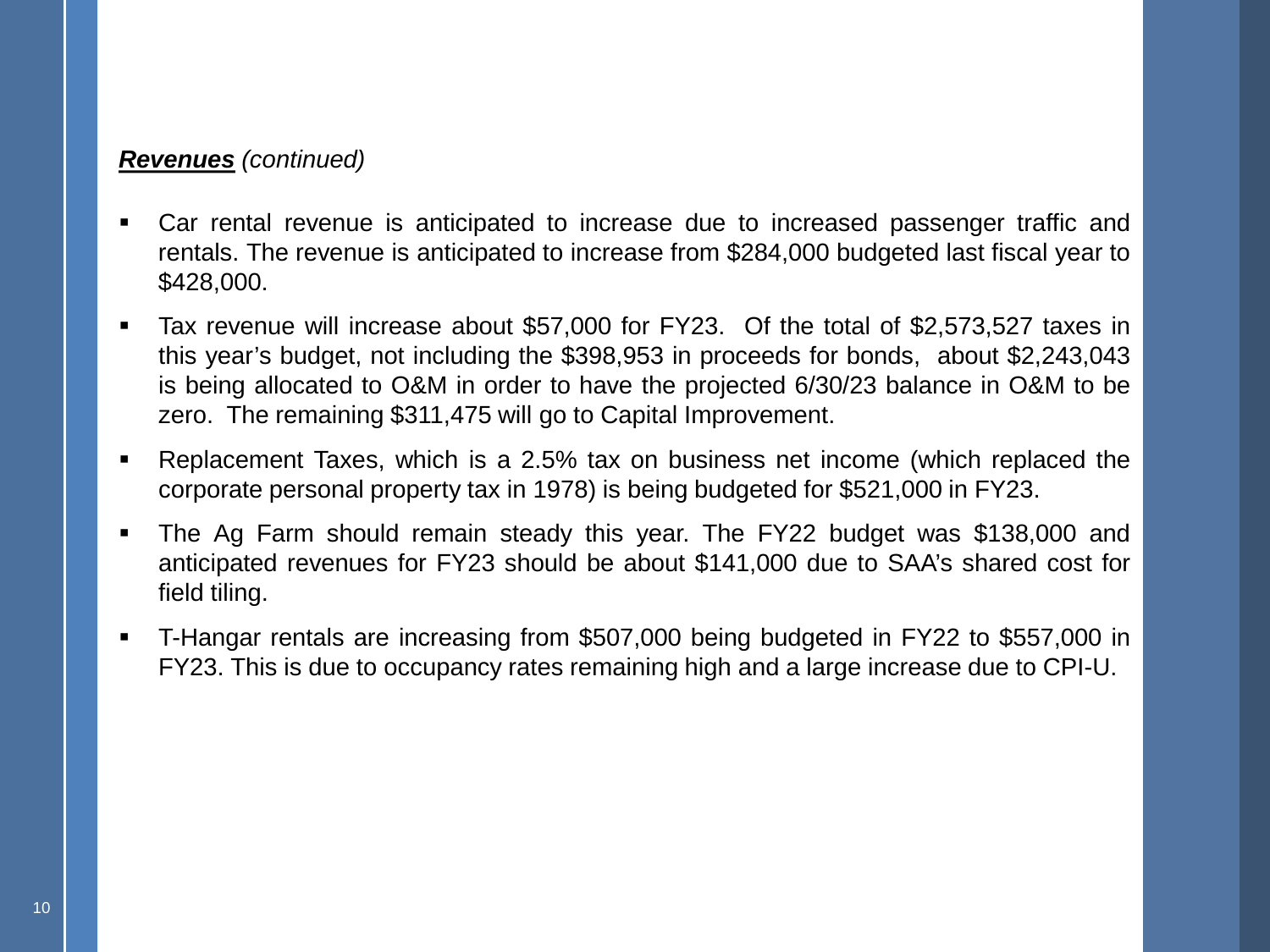***Revenues*** *(continued)*

- Car rental revenue is anticipated to increase due to increased passenger traffic and rentals. The revenue is anticipated to increase from $284,000 budgeted last fiscal year to $428,000.
- Tax revenue will increase about $57,000 for FY23. Of the total of $2,573,527 taxes in this year's budget, not including the $398,953 in proceeds for bonds, about $2,243,043 is being allocated to O&M in order to have the projected 6/30/23 balance in O&M to be zero. The remaining $311,475 will go to Capital Improvement.
- Replacement Taxes, which is a 2.5% tax on business net income (which replaced the corporate personal property tax in 1978) is being budgeted for $521,000 in FY23.
- The Ag Farm should remain steady this year. The FY22 budget was $138,000 and anticipated revenues for FY23 should be about $141,000 due to SAA's shared cost for field tiling.
- T-Hangar rentals are increasing from $507,000 being budgeted in FY22 to $557,000 in FY23. This is due to occupancy rates remaining high and a large increase due to CPI-U.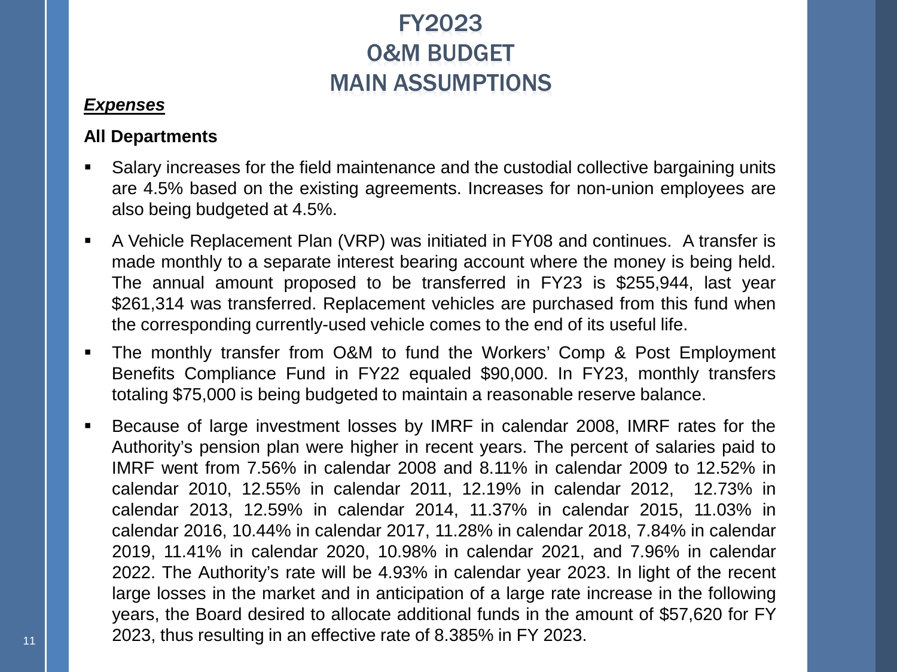# FY2023 O&M BUDGET MAIN ASSUMPTIONS

***Expenses***

**All Departments**

- Salary increases for the field maintenance and the custodial collective bargaining units are 4.5% based on the existing agreements. Increases for non-union employees are also being budgeted at 4.5%.
- A Vehicle Replacement Plan (VRP) was initiated in FY08 and continues. A transfer is made monthly to a separate interest bearing account where the money is being held. The annual amount proposed to be transferred in FY23 is $255,944, last year $261,314 was transferred. Replacement vehicles are purchased from this fund when the corresponding currently-used vehicle comes to the end of its useful life.
- The monthly transfer from O&M to fund the Workers' Comp & Post Employment Benefits Compliance Fund in FY22 equaled $90,000. In FY23, monthly transfers totaling $75,000 is being budgeted to maintain a reasonable reserve balance.
- Because of large investment losses by IMRF in calendar 2008, IMRF rates for the Authority's pension plan were higher in recent years. The percent of salaries paid to IMRF went from 7.56% in calendar 2008 and 8.11% in calendar 2009 to 12.52% in calendar 2010, 12.55% in calendar 2011, 12.19% in calendar 2012, 12.73% in calendar 2013, 12.59% in calendar 2014, 11.37% in calendar 2015, 11.03% in calendar 2016, 10.44% in calendar 2017, 11.28% in calendar 2018, 7.84% in calendar 2019, 11.41% in calendar 2020, 10.98% in calendar 2021, and 7.96% in calendar 2022. The Authority's rate will be 4.93% in calendar year 2023. In light of the recent large losses in the market and in anticipation of a large rate increase in the following years, the Board desired to allocate additional funds in the amount of $57,620 for FY 2023, thus resulting in an effective rate of 8.385% in FY 2023.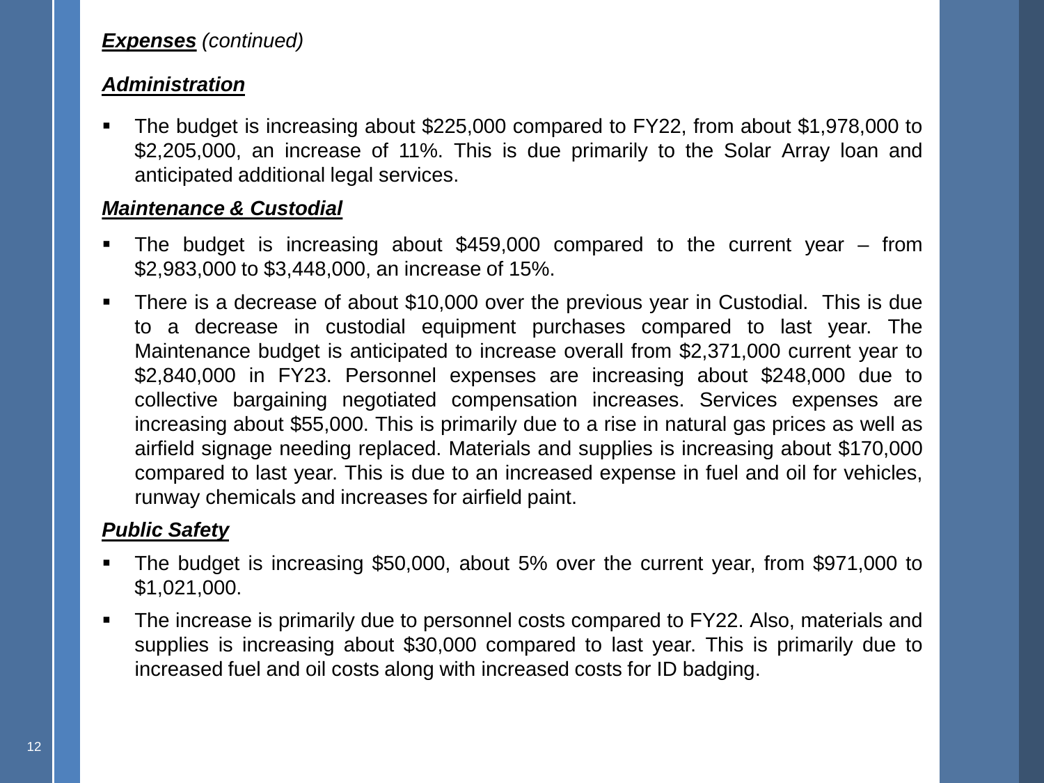***Expenses*** *(continued)*

***Administration***

- The budget is increasing about $225,000 compared to FY22, from about $1,978,000 to $2,205,000, an increase of 11%. This is due primarily to the Solar Array loan and anticipated additional legal services.

***Maintenance & Custodial***

- The budget is increasing about $459,000 compared to the current year – from $2,983,000 to $3,448,000, an increase of 15%.
- There is a decrease of about $10,000 over the previous year in Custodial. This is due to a decrease in custodial equipment purchases compared to last year. The Maintenance budget is anticipated to increase overall from $2,371,000 current year to $2,840,000 in FY23. Personnel expenses are increasing about $248,000 due to collective bargaining negotiated compensation increases. Services expenses are increasing about $55,000. This is primarily due to a rise in natural gas prices as well as airfield signage needing replaced. Materials and supplies is increasing about $170,000 compared to last year. This is due to an increased expense in fuel and oil for vehicles, runway chemicals and increases for airfield paint.

***Public Safety***

- The budget is increasing $50,000, about 5% over the current year, from $971,000 to $1,021,000.
- The increase is primarily due to personnel costs compared to FY22. Also, materials and supplies is increasing about $30,000 compared to last year. This is primarily due to increased fuel and oil costs along with increased costs for ID badging.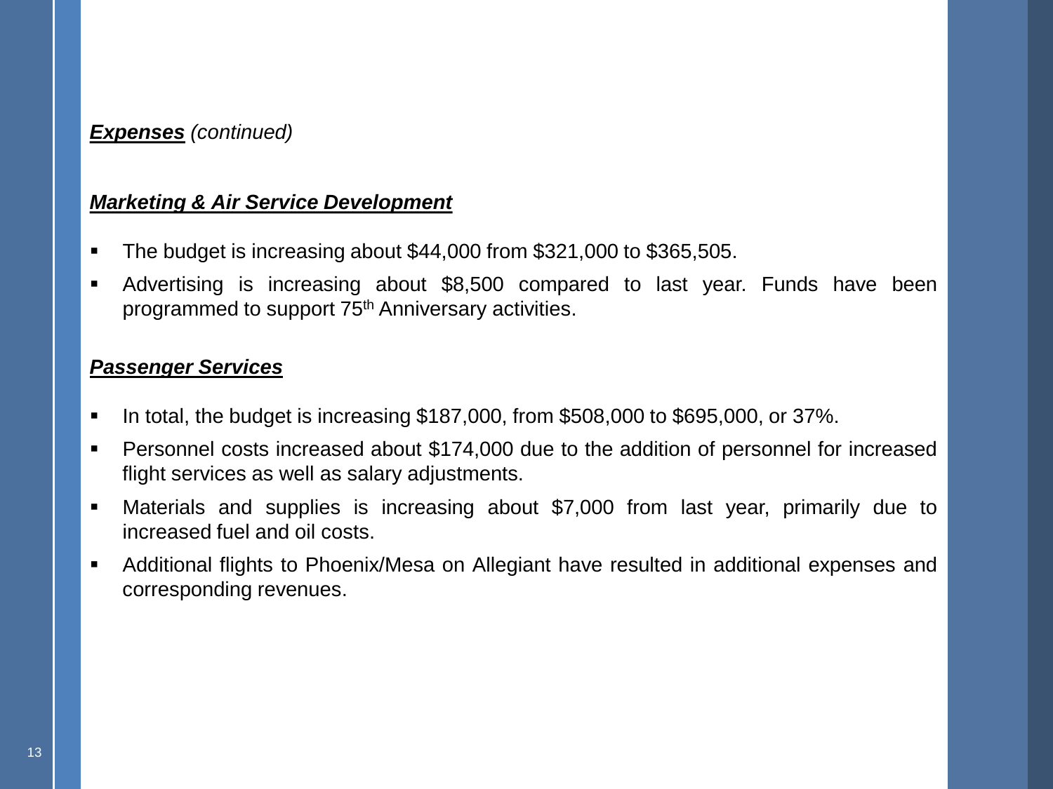***Expenses*** *(continued)*

***Marketing & Air Service Development***

- The budget is increasing about $44,000 from $321,000 to $365,505.
- Advertising is increasing about $8,500 compared to last year. Funds have been programmed to support 75th Anniversary activities.

***Passenger Services***

- In total, the budget is increasing $187,000, from $508,000 to $695,000, or 37%.
- Personnel costs increased about $174,000 due to the addition of personnel for increased flight services as well as salary adjustments.
- Materials and supplies is increasing about $7,000 from last year, primarily due to increased fuel and oil costs.
- Additional flights to Phoenix/Mesa on Allegiant have resulted in additional expenses and corresponding revenues.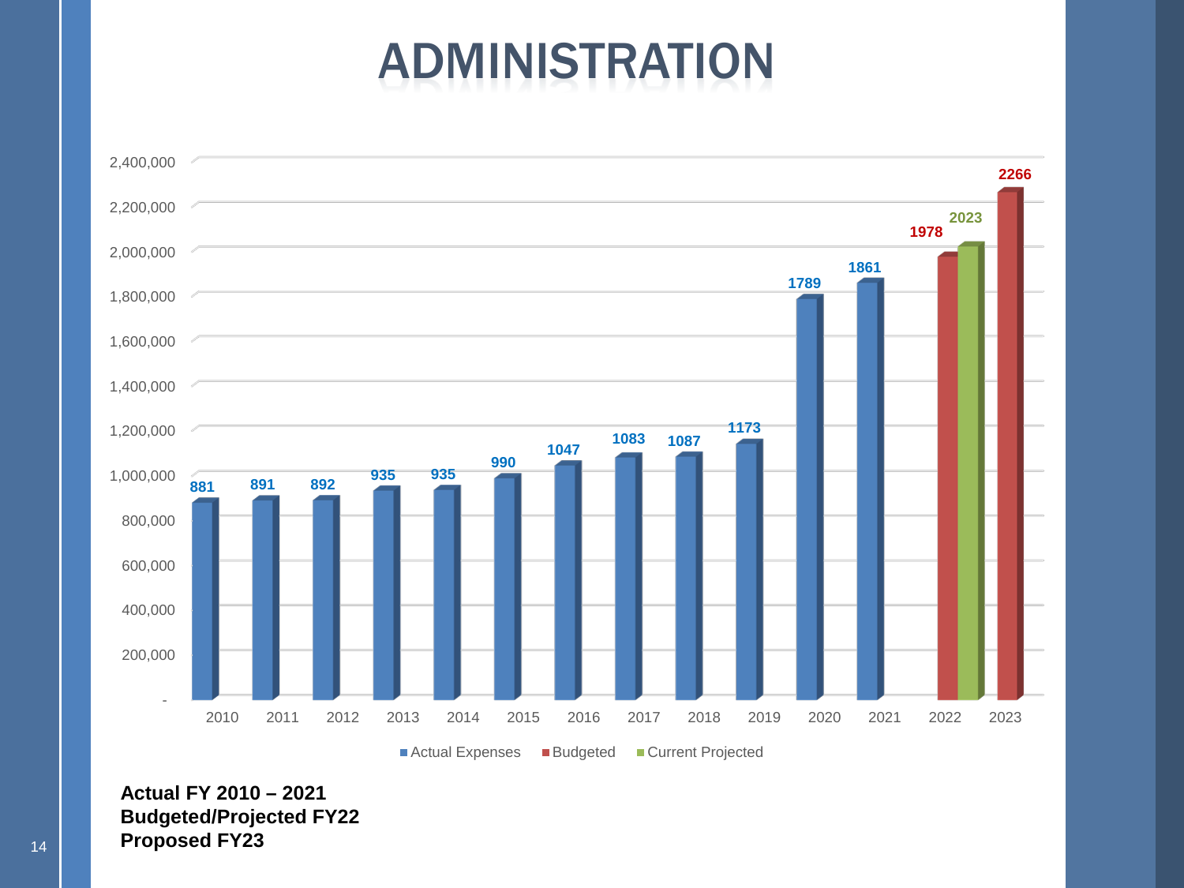# ADMINISTRATION

| Year | Actual Expenses | Budgeted | Current Projected |
|---|---|---|---|
| 2010 | 881 | | |
| 2011 | 891 | | |
| 2012 | 892 | | |
| 2013 | 935 | | |
| 2014 | 935 | | |
| 2015 | 990 | | |
| 2016 | 1047 | | |
| 2017 | 1083 | | |
| 2018 | 1087 | | |
| 2019 | 1173 | | |
| 2020 | 1789 | | |
| 2021 | 1861 | | |
| 2022 | | 1978 | 2023 |
| 2023 | | 2266 | |

**Actual FY 2010 – 2021**
**Budgeted/Projected FY22**
**Proposed FY23**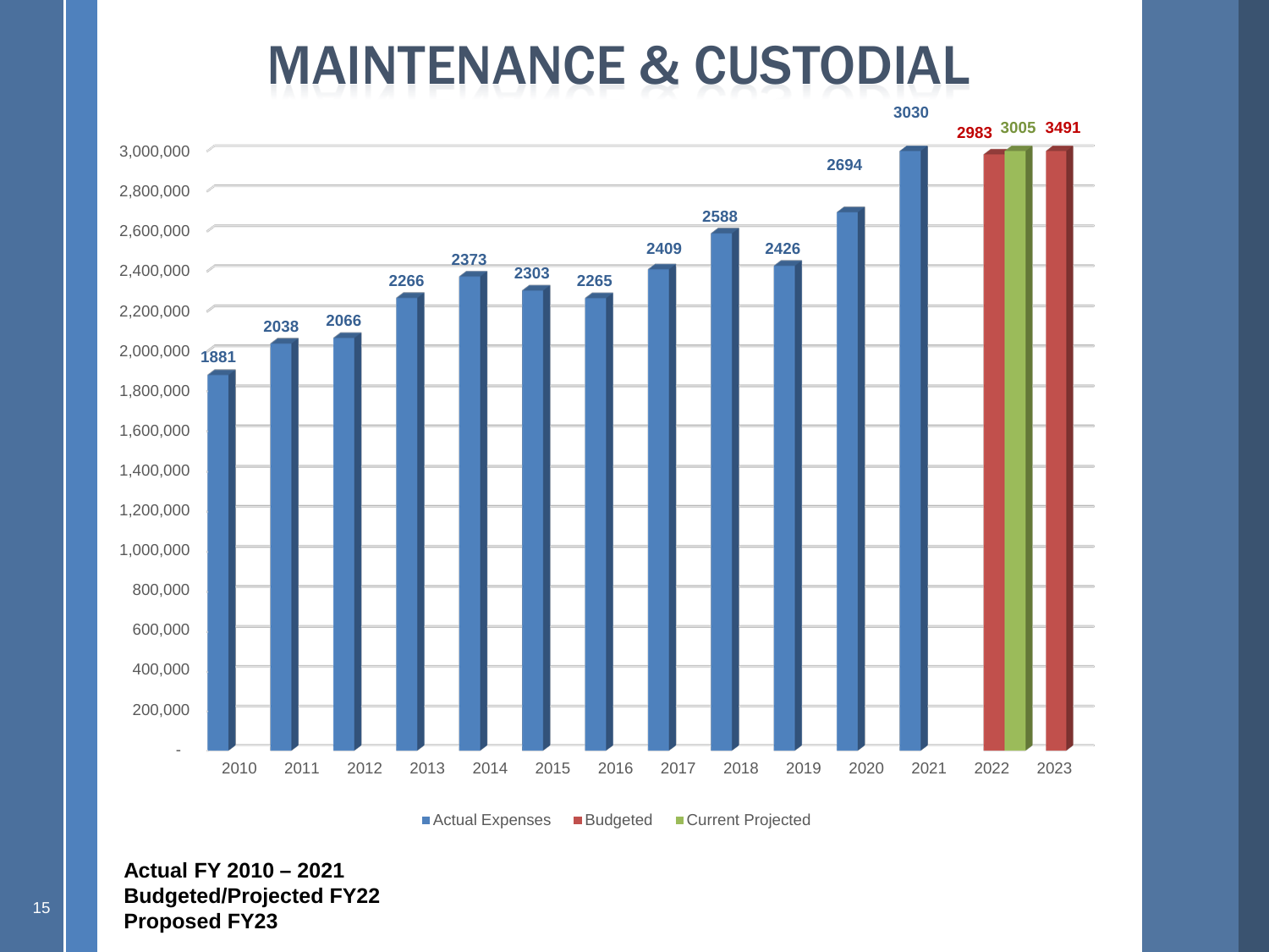# MAINTENANCE & CUSTODIAL

| Year | Actual Expenses | Budgeted | Current Projected |
|---|---|---|---|
| 2010 | 1881 | | |
| 2011 | 2038 | | |
| 2012 | 2066 | | |
| 2013 | 2266 | | |
| 2014 | 2373 | | |
| 2015 | 2303 | | |
| 2016 | 2265 | | |
| 2017 | 2409 | | |
| 2018 | 2588 | | |
| 2019 | 2426 | | |
| 2020 | 2694 | | |
| 2021 | 3030 | | |
| 2022 | | 2983 | 3005 |
| 2023 | | 3491 | |

**Actual FY 2010 – 2021**
**Budgeted/Projected FY22**
**Proposed FY23**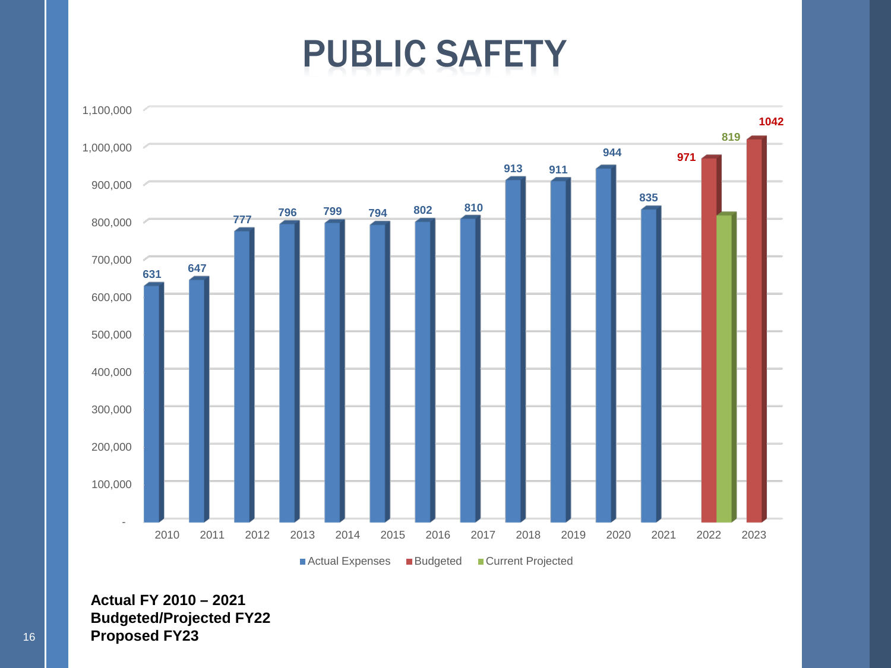# PUBLIC SAFETY

| Year | Actual Expenses | Budgeted | Current Projected |
|---|---|---|---|
| 2010 | 631 | | |
| 2011 | 647 | | |
| 2012 | 777 | | |
| 2013 | 796 | | |
| 2014 | 799 | | |
| 2015 | 794 | | |
| 2016 | 802 | | |
| 2017 | 810 | | |
| 2018 | 913 | | |
| 2019 | 911 | | |
| 2020 | 944 | | |
| 2021 | 835 | | |
| 2022 | | 971 | 819 |
| 2023 | | 1042 | |

**Actual FY 2010 – 2021**
**Budgeted/Projected FY22**
**Proposed FY23**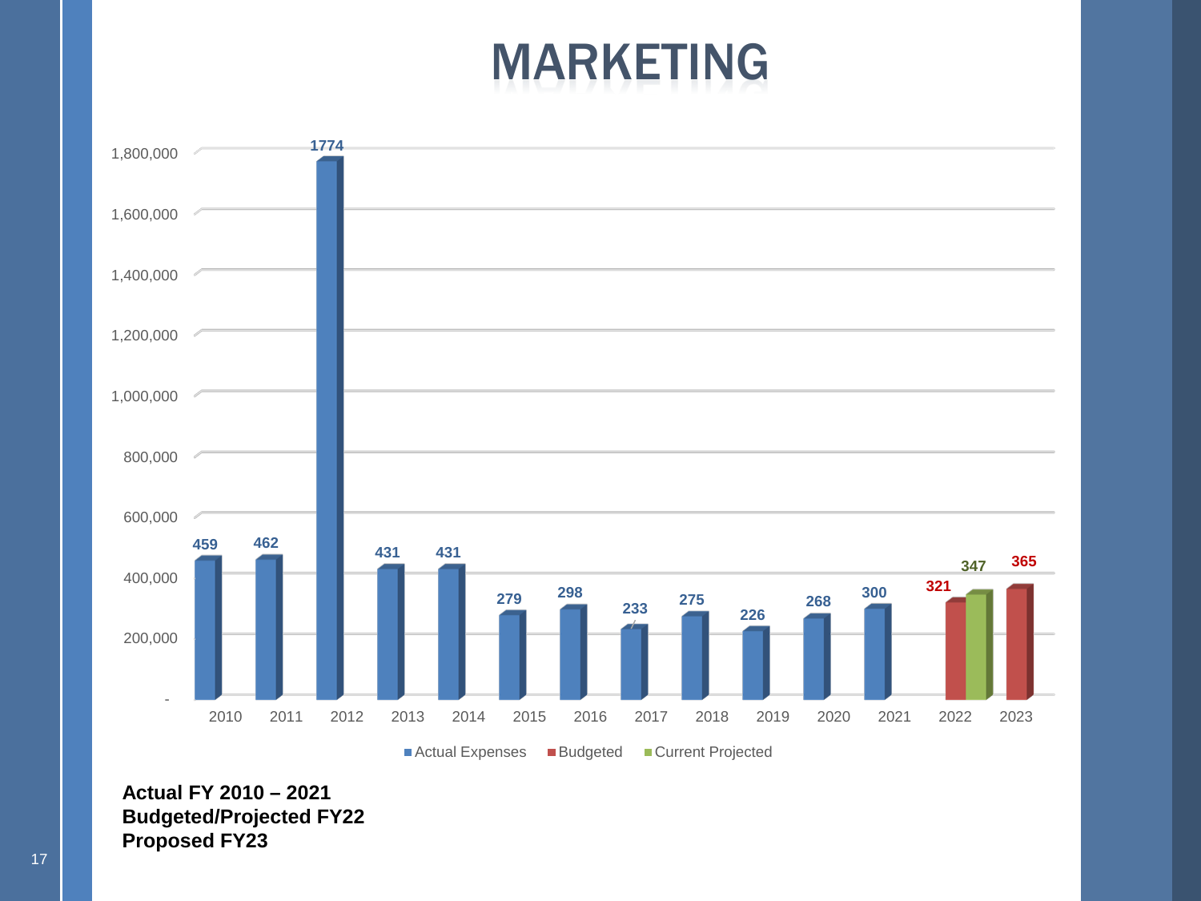# MARKETING

| Year | Actual Expenses | Budgeted | Current Projected |
|---|---|---|---|
| 2010 | 459 | | |
| 2011 | 462 | | |
| 2012 | 1774 | | |
| 2013 | 431 | | |
| 2014 | 431 | | |
| 2015 | 279 | | |
| 2016 | 298 | | |
| 2017 | 233 | | |
| 2018 | 275 | | |
| 2019 | 226 | | |
| 2020 | 268 | | |
| 2021 | 300 | | |
| 2022 | | 321 | 347 |
| 2023 | | 365 | |

**Actual FY 2010 – 2021**
**Budgeted/Projected FY22**
**Proposed FY23**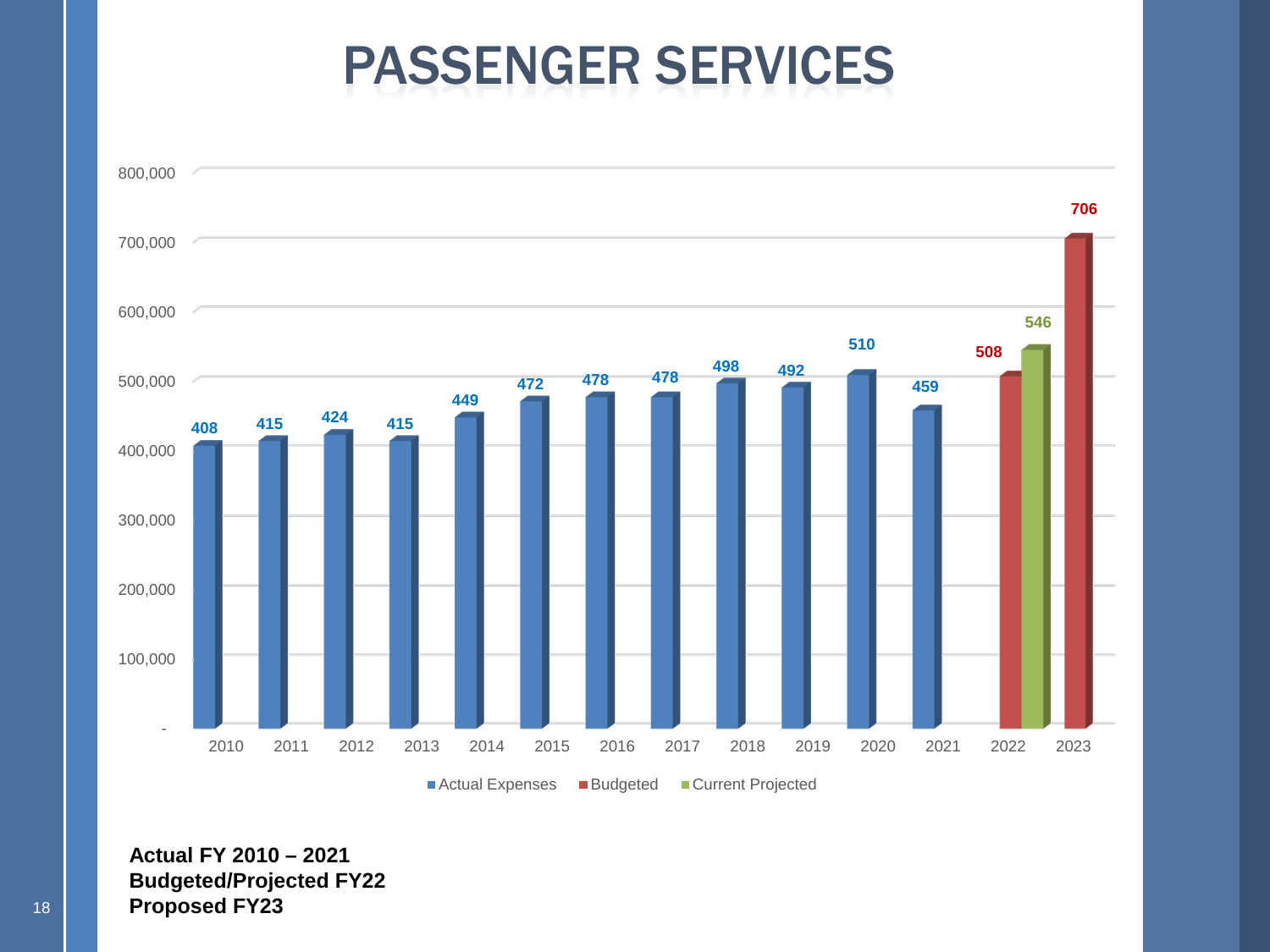# PASSENGER SERVICES

| Year | Actual Expenses | Budgeted | Current Projected |
|---|---|---|---|
| 2010 | 408 | | |
| 2011 | 415 | | |
| 2012 | 424 | | |
| 2013 | 415 | | |
| 2014 | 449 | | |
| 2015 | 472 | | |
| 2016 | 478 | | |
| 2017 | 478 | | |
| 2018 | 498 | | |
| 2019 | 492 | | |
| 2020 | 510 | | |
| 2021 | 459 | | |
| 2022 | | 508 | 546 |
| 2023 | | 706 | |

**Actual FY 2010 – 2021**
**Budgeted/Projected FY22**
**Proposed FY23**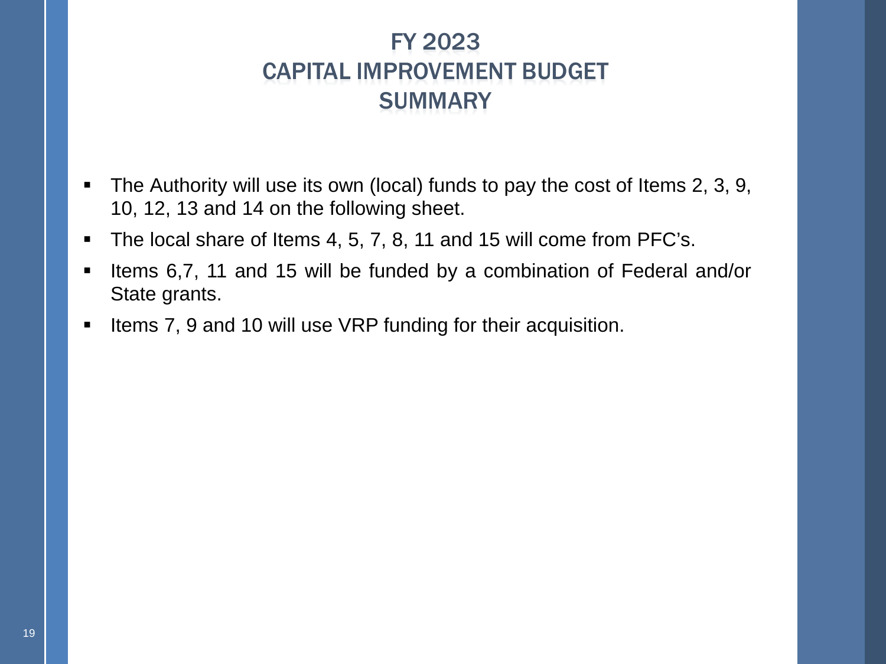# FY 2023 CAPITAL IMPROVEMENT BUDGET SUMMARY

- The Authority will use its own (local) funds to pay the cost of Items 2, 3, 9, 10, 12, 13 and 14 on the following sheet.
- The local share of Items 4, 5, 7, 8, 11 and 15 will come from PFC's.
- Items 6,7, 11 and 15 will be funded by a combination of Federal and/or State grants.
- Items 7, 9 and 10 will use VRP funding for their acquisition.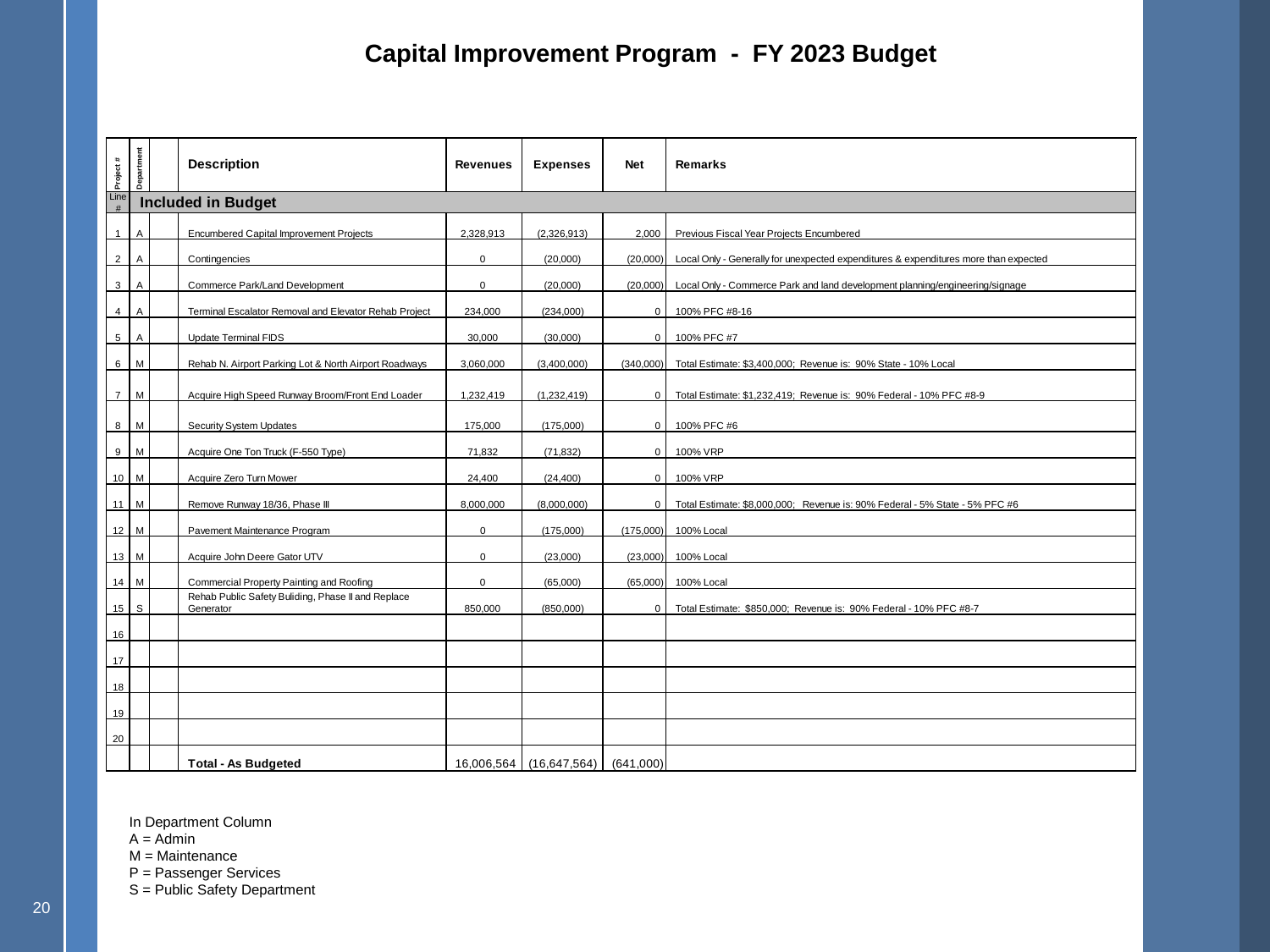# Capital Improvement Program - FY 2023 Budget

| Project # | Department | | Description | Revenues | Expenses | Net | Remarks |
|---|---|---|---|---|---|---|---|
| Line # | **Included in Budget** | | | | | | |
| 1 | A | | Encumbered Capital Improvement Projects | 2,328,913 | (2,326,913) | 2,000 | Previous Fiscal Year Projects Encumbered |
| 2 | A | | Contingencies | 0 | (20,000) | (20,000) | Local Only - Generally for unexpected expenditures & expenditures more than expected |
| 3 | A | | Commerce Park/Land Development | 0 | (20,000) | (20,000) | Local Only - Commerce Park and land development planning/engineering/signage |
| 4 | A | | Terminal Escalator Removal and Elevator Rehab Project | 234,000 | (234,000) | 0 | 100% PFC #8-16 |
| 5 | A | | Update Terminal FIDS | 30,000 | (30,000) | 0 | 100% PFC #7 |
| 6 | M | | Rehab N. Airport Parking Lot & North Airport Roadways | 3,060,000 | (3,400,000) | (340,000) | Total Estimate: $3,400,000; Revenue is: 90% State - 10% Local |
| 7 | M | | Acquire High Speed Runway Broom/Front End Loader | 1,232,419 | (1,232,419) | 0 | Total Estimate: $1,232,419; Revenue is: 90% Federal - 10% PFC #8-9 |
| 8 | M | | Security System Updates | 175,000 | (175,000) | 0 | 100% PFC #6 |
| 9 | M | | Acquire One Ton Truck (F-550 Type) | 71,832 | (71,832) | 0 | 100% VRP |
| 10 | M | | Acquire Zero Turn Mower | 24,400 | (24,400) | 0 | 100% VRP |
| 11 | M | | Remove Runway 18/36, Phase III | 8,000,000 | (8,000,000) | 0 | Total Estimate: $8,000,000; Revenue is: 90% Federal - 5% State - 5% PFC #6 |
| 12 | M | | Pavement Maintenance Program | 0 | (175,000) | (175,000) | 100% Local |
| 13 | M | | Acquire John Deere Gator UTV | 0 | (23,000) | (23,000) | 100% Local |
| 14 | M | | Commercial Property Painting and Roofing | 0 | (65,000) | (65,000) | 100% Local |
| 15 | S | | Rehab Public Safety Buliding, Phase II and Replace Generator | 850,000 | (850,000) | 0 | Total Estimate: $850,000; Revenue is: 90% Federal - 10% PFC #8-7 |
| 16 | | | | | | | |
| 17 | | | | | | | |
| 18 | | | | | | | |
| 19 | | | | | | | |
| 20 | | | | | | | |
| | | | **Total - As Budgeted** | 16,006,564 | (16,647,564) | (641,000) | |

In Department Column
A = Admin
M = Maintenance
P = Passenger Services
S = Public Safety Department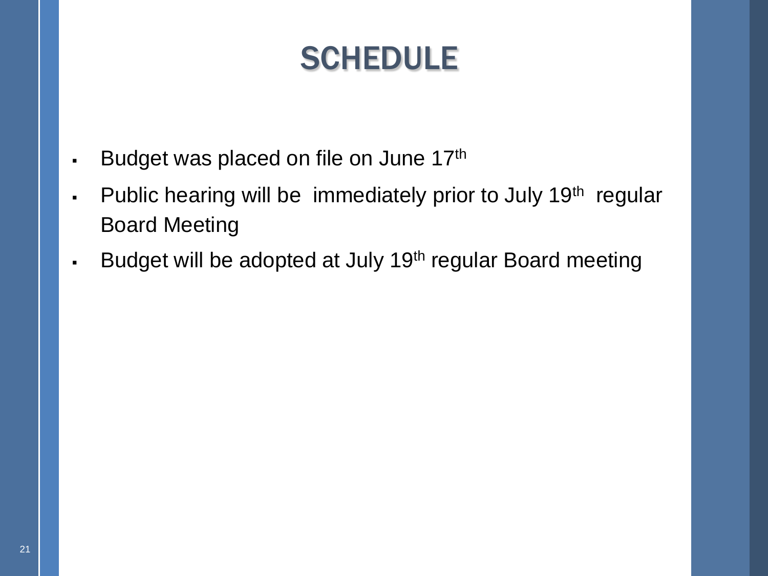# SCHEDULE

- Budget was placed on file on June 17th
- Public hearing will be immediately prior to July 19th regular Board Meeting
- Budget will be adopted at July 19th regular Board meeting